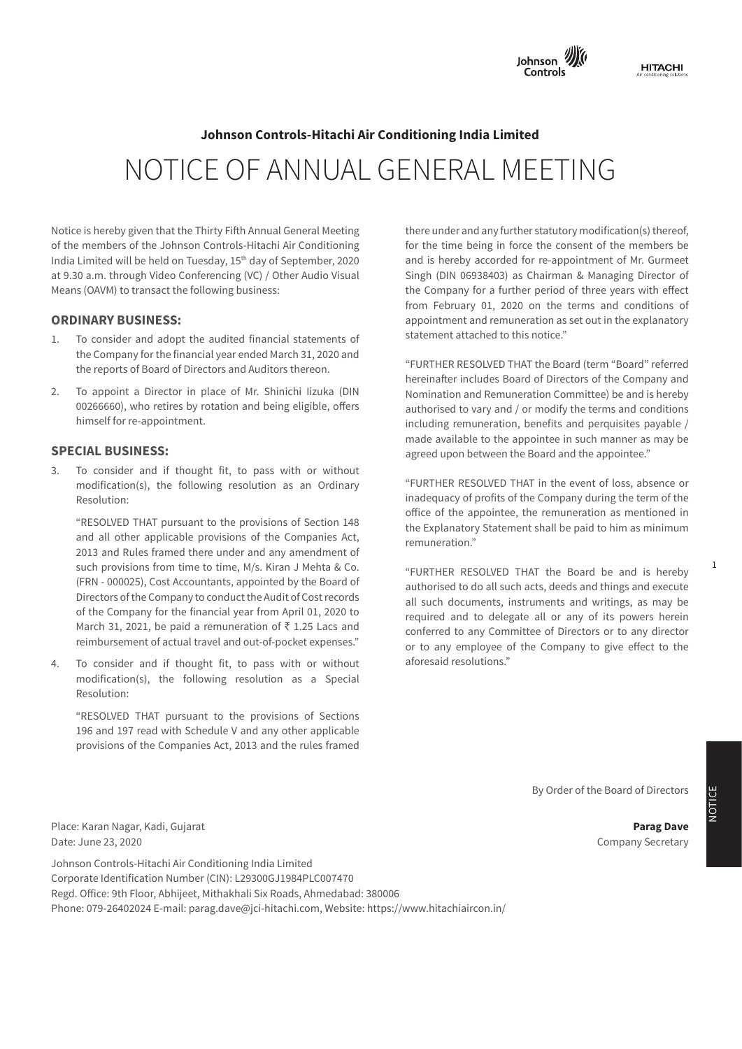**Johnson Controls-Hitachi Air Conditioning India Limited**

# NOTICE OF ANNUAL GENERAL MEETING

Notice is hereby given that the Thirty Fifth Annual General Meeting of the members of the Johnson Controls-Hitachi Air Conditioning India Limited will be held on Tuesday, 15th day of September, 2020 at 9.30 a.m. through Video Conferencing (VC) / Other Audio Visual Means (OAVM) to transact the following business:

## ORDINARY BUSINESS:

1. To consider and adopt the audited financial statements of the Company for the financial year ended March 31, 2020 and the reports of Board of Directors and Auditors thereon.

2. To appoint a Director in place of Mr. Shinichi Iizuka (DIN 00266660), who retires by rotation and being eligible, offers himself for re-appointment.

## SPECIAL BUSINESS:

3. To consider and if thought fit, to pass with or without modification(s), the following resolution as an Ordinary Resolution:

   "RESOLVED THAT pursuant to the provisions of Section 148 and all other applicable provisions of the Companies Act, 2013 and Rules framed there under and any amendment of such provisions from time to time, M/s. Kiran J Mehta & Co. (FRN - 000025), Cost Accountants, appointed by the Board of Directors of the Company to conduct the Audit of Cost records of the Company for the financial year from April 01, 2020 to March 31, 2021, be paid a remuneration of ₹ 1.25 Lacs and reimbursement of actual travel and out-of-pocket expenses."

4. To consider and if thought fit, to pass with or without modification(s), the following resolution as a Special Resolution:

   "RESOLVED THAT pursuant to the provisions of Sections 196 and 197 read with Schedule V and any other applicable provisions of the Companies Act, 2013 and the rules framed there under and any further statutory modification(s) thereof, for the time being in force the consent of the members be and is hereby accorded for re-appointment of Mr. Gurmeet Singh (DIN 06938403) as Chairman & Managing Director of the Company for a further period of three years with effect from February 01, 2020 on the terms and conditions of appointment and remuneration as set out in the explanatory statement attached to this notice."

   "FURTHER RESOLVED THAT the Board (term "Board" referred hereinafter includes Board of Directors of the Company and Nomination and Remuneration Committee) be and is hereby authorised to vary and / or modify the terms and conditions including remuneration, benefits and perquisites payable / made available to the appointee in such manner as may be agreed upon between the Board and the appointee."

   "FURTHER RESOLVED THAT in the event of loss, absence or inadequacy of profits of the Company during the term of the office of the appointee, the remuneration as mentioned in the Explanatory Statement shall be paid to him as minimum remuneration."

   "FURTHER RESOLVED THAT the Board be and is hereby authorised to do all such acts, deeds and things and execute all such documents, instruments and writings, as may be required and to delegate all or any of its powers herein conferred to any Committee of Directors or to any director or to any employee of the Company to give effect to the aforesaid resolutions."

By Order of the Board of Directors

Place: Karan Nagar, Kadi, Gujarat
Date: June 23, 2020

**Parag Dave**
Company Secretary

Johnson Controls-Hitachi Air Conditioning India Limited
Corporate Identification Number (CIN): L29300GJ1984PLC007470
Regd. Office: 9th Floor, Abhijeet, Mithakhali Six Roads, Ahmedabad: 380006
Phone: 079-26402024 E-mail: parag.dave@jci-hitachi.com, Website: https://www.hitachiaircon.in/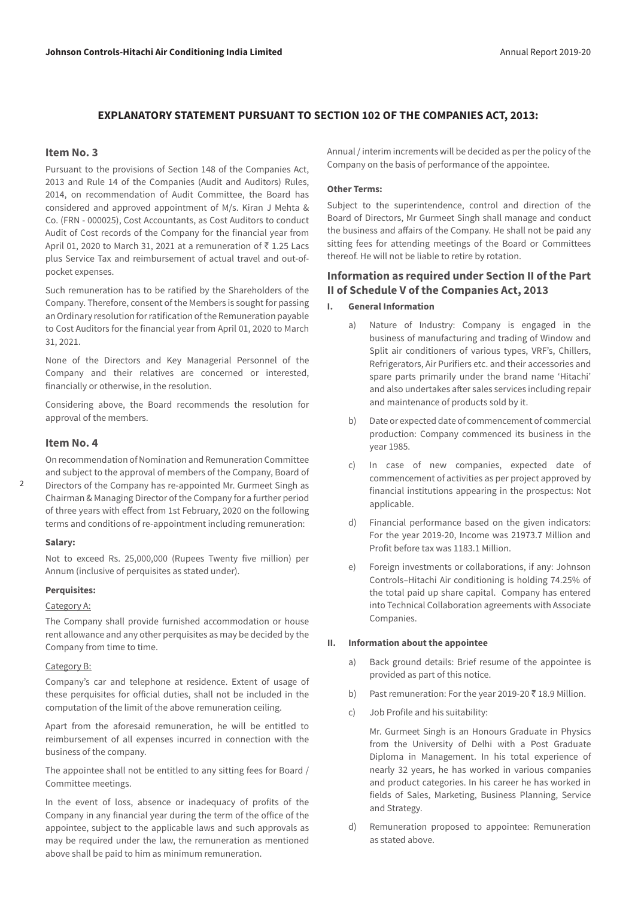## EXPLANATORY STATEMENT PURSUANT TO SECTION 102 OF THE COMPANIES ACT, 2013:

### Item No. 3

Pursuant to the provisions of Section 148 of the Companies Act, 2013 and Rule 14 of the Companies (Audit and Auditors) Rules, 2014, on recommendation of Audit Committee, the Board has considered and approved appointment of M/s. Kiran J Mehta & Co. (FRN - 000025), Cost Accountants, as Cost Auditors to conduct Audit of Cost records of the Company for the financial year from April 01, 2020 to March 31, 2021 at a remuneration of ₹ 1.25 Lacs plus Service Tax and reimbursement of actual travel and out-of-pocket expenses.

Such remuneration has to be ratified by the Shareholders of the Company. Therefore, consent of the Members is sought for passing an Ordinary resolution for ratification of the Remuneration payable to Cost Auditors for the financial year from April 01, 2020 to March 31, 2021.

None of the Directors and Key Managerial Personnel of the Company and their relatives are concerned or interested, financially or otherwise, in the resolution.

Considering above, the Board recommends the resolution for approval of the members.

### Item No. 4

On recommendation of Nomination and Remuneration Committee and subject to the approval of members of the Company, Board of Directors of the Company has re-appointed Mr. Gurmeet Singh as Chairman & Managing Director of the Company for a further period of three years with effect from 1st February, 2020 on the following terms and conditions of re-appointment including remuneration:

**Salary:**

Not to exceed Rs. 25,000,000 (Rupees Twenty five million) per Annum (inclusive of perquisites as stated under).

**Perquisites:**

Category A:

The Company shall provide furnished accommodation or house rent allowance and any other perquisites as may be decided by the Company from time to time.

Category B:

Company's car and telephone at residence. Extent of usage of these perquisites for official duties, shall not be included in the computation of the limit of the above remuneration ceiling.

Apart from the aforesaid remuneration, he will be entitled to reimbursement of all expenses incurred in connection with the business of the company.

The appointee shall not be entitled to any sitting fees for Board / Committee meetings.

In the event of loss, absence or inadequacy of profits of the Company in any financial year during the term of the office of the appointee, subject to the applicable laws and such approvals as may be required under the law, the remuneration as mentioned above shall be paid to him as minimum remuneration.

Annual / interim increments will be decided as per the policy of the Company on the basis of performance of the appointee.

**Other Terms:**

Subject to the superintendence, control and direction of the Board of Directors, Mr Gurmeet Singh shall manage and conduct the business and affairs of the Company. He shall not be paid any sitting fees for attending meetings of the Board or Committees thereof. He will not be liable to retire by rotation.

### Information as required under Section II of the Part II of Schedule V of the Companies Act, 2013

**I. General Information**

a) Nature of Industry: Company is engaged in the business of manufacturing and trading of Window and Split air conditioners of various types, VRF's, Chillers, Refrigerators, Air Purifiers etc. and their accessories and spare parts primarily under the brand name 'Hitachi' and also undertakes after sales services including repair and maintenance of products sold by it.

b) Date or expected date of commencement of commercial production: Company commenced its business in the year 1985.

c) In case of new companies, expected date of commencement of activities as per project approved by financial institutions appearing in the prospectus: Not applicable.

d) Financial performance based on the given indicators: For the year 2019-20, Income was 21973.7 Million and Profit before tax was 1183.1 Million.

e) Foreign investments or collaborations, if any: Johnson Controls–Hitachi Air conditioning is holding 74.25% of the total paid up share capital. Company has entered into Technical Collaboration agreements with Associate Companies.

**II. Information about the appointee**

a) Back ground details: Brief resume of the appointee is provided as part of this notice.

b) Past remuneration: For the year 2019-20 ₹ 18.9 Million.

c) Job Profile and his suitability:

Mr. Gurmeet Singh is an Honours Graduate in Physics from the University of Delhi with a Post Graduate Diploma in Management. In his total experience of nearly 32 years, he has worked in various companies and product categories. In his career he has worked in fields of Sales, Marketing, Business Planning, Service and Strategy.

d) Remuneration proposed to appointee: Remuneration as stated above.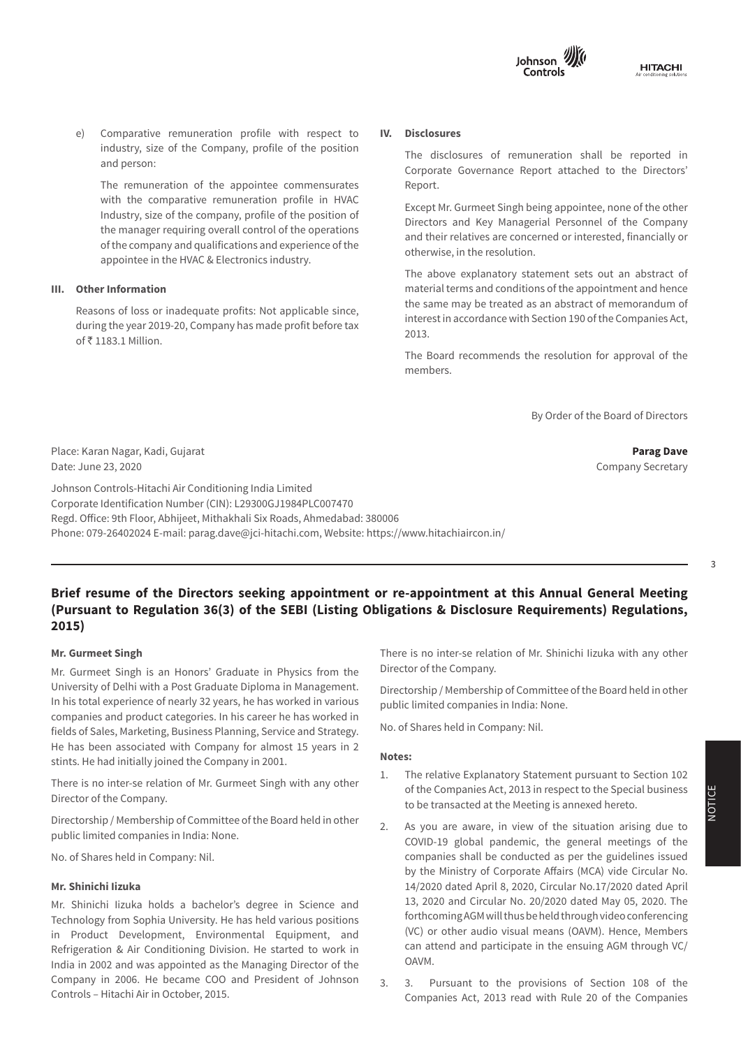e) Comparative remuneration profile with respect to industry, size of the Company, profile of the position and person:

The remuneration of the appointee commensurates with the comparative remuneration profile in HVAC Industry, size of the company, profile of the position of the manager requiring overall control of the operations of the company and qualifications and experience of the appointee in the HVAC & Electronics industry.

**III. Other Information**

Reasons of loss or inadequate profits: Not applicable since, during the year 2019-20, Company has made profit before tax of ₹ 1183.1 Million.

**IV. Disclosures**

The disclosures of remuneration shall be reported in Corporate Governance Report attached to the Directors' Report.

Except Mr. Gurmeet Singh being appointee, none of the other Directors and Key Managerial Personnel of the Company and their relatives are concerned or interested, financially or otherwise, in the resolution.

The above explanatory statement sets out an abstract of material terms and conditions of the appointment and hence the same may be treated as an abstract of memorandum of interest in accordance with Section 190 of the Companies Act, 2013.

The Board recommends the resolution for approval of the members.

By Order of the Board of Directors

Place: Karan Nagar, Kadi, Gujarat
Date: June 23, 2020

**Parag Dave**
Company Secretary

Johnson Controls-Hitachi Air Conditioning India Limited
Corporate Identification Number (CIN): L29300GJ1984PLC007470
Regd. Office: 9th Floor, Abhijeet, Mithakhali Six Roads, Ahmedabad: 380006
Phone: 079-26402024 E-mail: parag.dave@jci-hitachi.com, Website: https://www.hitachiaircon.in/

## Brief resume of the Directors seeking appointment or re-appointment at this Annual General Meeting (Pursuant to Regulation 36(3) of the SEBI (Listing Obligations & Disclosure Requirements) Regulations, 2015)

**Mr. Gurmeet Singh**

Mr. Gurmeet Singh is an Honors' Graduate in Physics from the University of Delhi with a Post Graduate Diploma in Management. In his total experience of nearly 32 years, he has worked in various companies and product categories. In his career he has worked in fields of Sales, Marketing, Business Planning, Service and Strategy. He has been associated with Company for almost 15 years in 2 stints. He had initially joined the Company in 2001.

There is no inter-se relation of Mr. Gurmeet Singh with any other Director of the Company.

Directorship / Membership of Committee of the Board held in other public limited companies in India: None.

No. of Shares held in Company: Nil.

**Mr. Shinichi Iizuka**

Mr. Shinichi Iizuka holds a bachelor's degree in Science and Technology from Sophia University. He has held various positions in Product Development, Environmental Equipment, and Refrigeration & Air Conditioning Division. He started to work in India in 2002 and was appointed as the Managing Director of the Company in 2006. He became COO and President of Johnson Controls – Hitachi Air in October, 2015.

There is no inter-se relation of Mr. Shinichi Iizuka with any other Director of the Company.

Directorship / Membership of Committee of the Board held in other public limited companies in India: None.

No. of Shares held in Company: Nil.

**Notes:**

1. The relative Explanatory Statement pursuant to Section 102 of the Companies Act, 2013 in respect to the Special business to be transacted at the Meeting is annexed hereto.
2. As you are aware, in view of the situation arising due to COVID-19 global pandemic, the general meetings of the companies shall be conducted as per the guidelines issued by the Ministry of Corporate Affairs (MCA) vide Circular No. 14/2020 dated April 8, 2020, Circular No.17/2020 dated April 13, 2020 and Circular No. 20/2020 dated May 05, 2020. The forthcoming AGM will thus be held through video conferencing (VC) or other audio visual means (OAVM). Hence, Members can attend and participate in the ensuing AGM through VC/ OAVM.
3. 3. Pursuant to the provisions of Section 108 of the Companies Act, 2013 read with Rule 20 of the Companies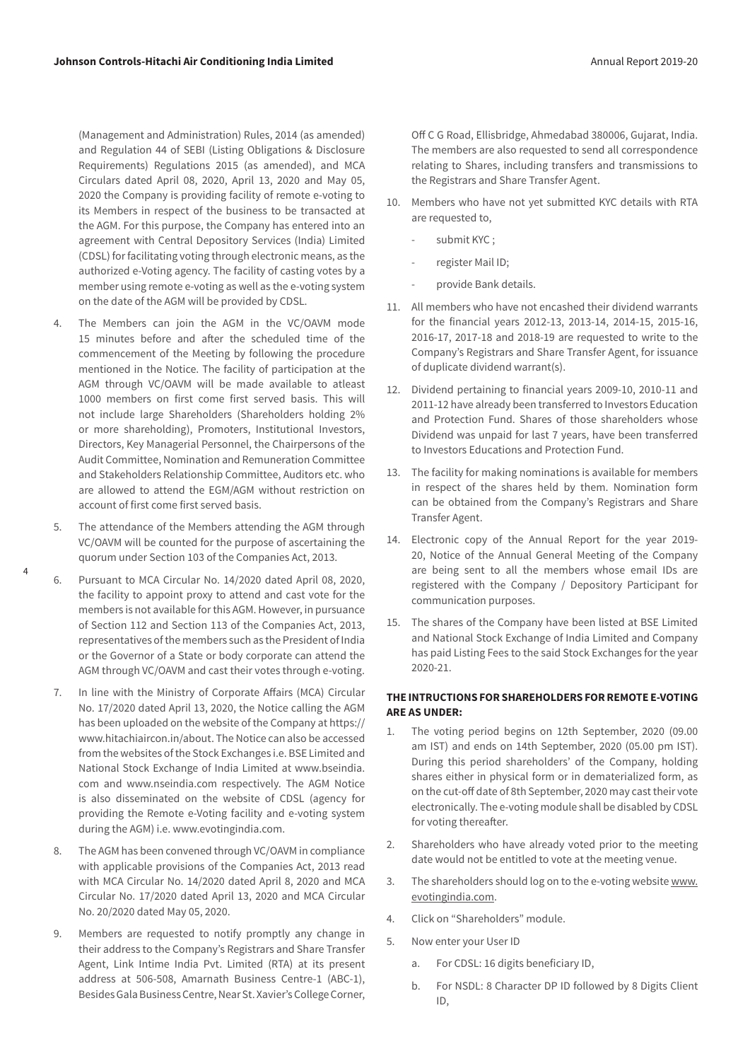(Management and Administration) Rules, 2014 (as amended) and Regulation 44 of SEBI (Listing Obligations & Disclosure Requirements) Regulations 2015 (as amended), and MCA Circulars dated April 08, 2020, April 13, 2020 and May 05, 2020 the Company is providing facility of remote e-voting to its Members in respect of the business to be transacted at the AGM. For this purpose, the Company has entered into an agreement with Central Depository Services (India) Limited (CDSL) for facilitating voting through electronic means, as the authorized e-Voting agency. The facility of casting votes by a member using remote e-voting as well as the e-voting system on the date of the AGM will be provided by CDSL.

4. The Members can join the AGM in the VC/OAVM mode 15 minutes before and after the scheduled time of the commencement of the Meeting by following the procedure mentioned in the Notice. The facility of participation at the AGM through VC/OAVM will be made available to atleast 1000 members on first come first served basis. This will not include large Shareholders (Shareholders holding 2% or more shareholding), Promoters, Institutional Investors, Directors, Key Managerial Personnel, the Chairpersons of the Audit Committee, Nomination and Remuneration Committee and Stakeholders Relationship Committee, Auditors etc. who are allowed to attend the EGM/AGM without restriction on account of first come first served basis.

5. The attendance of the Members attending the AGM through VC/OAVM will be counted for the purpose of ascertaining the quorum under Section 103 of the Companies Act, 2013.

6. Pursuant to MCA Circular No. 14/2020 dated April 08, 2020, the facility to appoint proxy to attend and cast vote for the members is not available for this AGM. However, in pursuance of Section 112 and Section 113 of the Companies Act, 2013, representatives of the members such as the President of India or the Governor of a State or body corporate can attend the AGM through VC/OAVM and cast their votes through e-voting.

7. In line with the Ministry of Corporate Affairs (MCA) Circular No. 17/2020 dated April 13, 2020, the Notice calling the AGM has been uploaded on the website of the Company at https://www.hitachiaircon.in/about. The Notice can also be accessed from the websites of the Stock Exchanges i.e. BSE Limited and National Stock Exchange of India Limited at www.bseindia.com and www.nseindia.com respectively. The AGM Notice is also disseminated on the website of CDSL (agency for providing the Remote e-Voting facility and e-voting system during the AGM) i.e. www.evotingindia.com.

8. The AGM has been convened through VC/OAVM in compliance with applicable provisions of the Companies Act, 2013 read with MCA Circular No. 14/2020 dated April 8, 2020 and MCA Circular No. 17/2020 dated April 13, 2020 and MCA Circular No. 20/2020 dated May 05, 2020.

9. Members are requested to notify promptly any change in their address to the Company's Registrars and Share Transfer Agent, Link Intime India Pvt. Limited (RTA) at its present address at 506-508, Amarnath Business Centre-1 (ABC-1), Besides Gala Business Centre, Near St. Xavier's College Corner, Off C G Road, Ellisbridge, Ahmedabad 380006, Gujarat, India. The members are also requested to send all correspondence relating to Shares, including transfers and transmissions to the Registrars and Share Transfer Agent.

10. Members who have not yet submitted KYC details with RTA are requested to,
    - submit KYC ;
    - register Mail ID;
    - provide Bank details.

11. All members who have not encashed their dividend warrants for the financial years 2012-13, 2013-14, 2014-15, 2015-16, 2016-17, 2017-18 and 2018-19 are requested to write to the Company's Registrars and Share Transfer Agent, for issuance of duplicate dividend warrant(s).

12. Dividend pertaining to financial years 2009-10, 2010-11 and 2011-12 have already been transferred to Investors Education and Protection Fund. Shares of those shareholders whose Dividend was unpaid for last 7 years, have been transferred to Investors Educations and Protection Fund.

13. The facility for making nominations is available for members in respect of the shares held by them. Nomination form can be obtained from the Company's Registrars and Share Transfer Agent.

14. Electronic copy of the Annual Report for the year 2019-20, Notice of the Annual General Meeting of the Company are being sent to all the members whose email IDs are registered with the Company / Depository Participant for communication purposes.

15. The shares of the Company have been listed at BSE Limited and National Stock Exchange of India Limited and Company has paid Listing Fees to the said Stock Exchanges for the year 2020-21.

**THE INTRUCTIONS FOR SHAREHOLDERS FOR REMOTE E-VOTING ARE AS UNDER:**

1. The voting period begins on 12th September, 2020 (09.00 am IST) and ends on 14th September, 2020 (05.00 pm IST). During this period shareholders' of the Company, holding shares either in physical form or in dematerialized form, as on the cut-off date of 8th September, 2020 may cast their vote electronically. The e-voting module shall be disabled by CDSL for voting thereafter.

2. Shareholders who have already voted prior to the meeting date would not be entitled to vote at the meeting venue.

3. The shareholders should log on to the e-voting website www.evotingindia.com.

4. Click on "Shareholders" module.

5. Now enter your User ID
    a. For CDSL: 16 digits beneficiary ID,
    b. For NSDL: 8 Character DP ID followed by 8 Digits Client ID,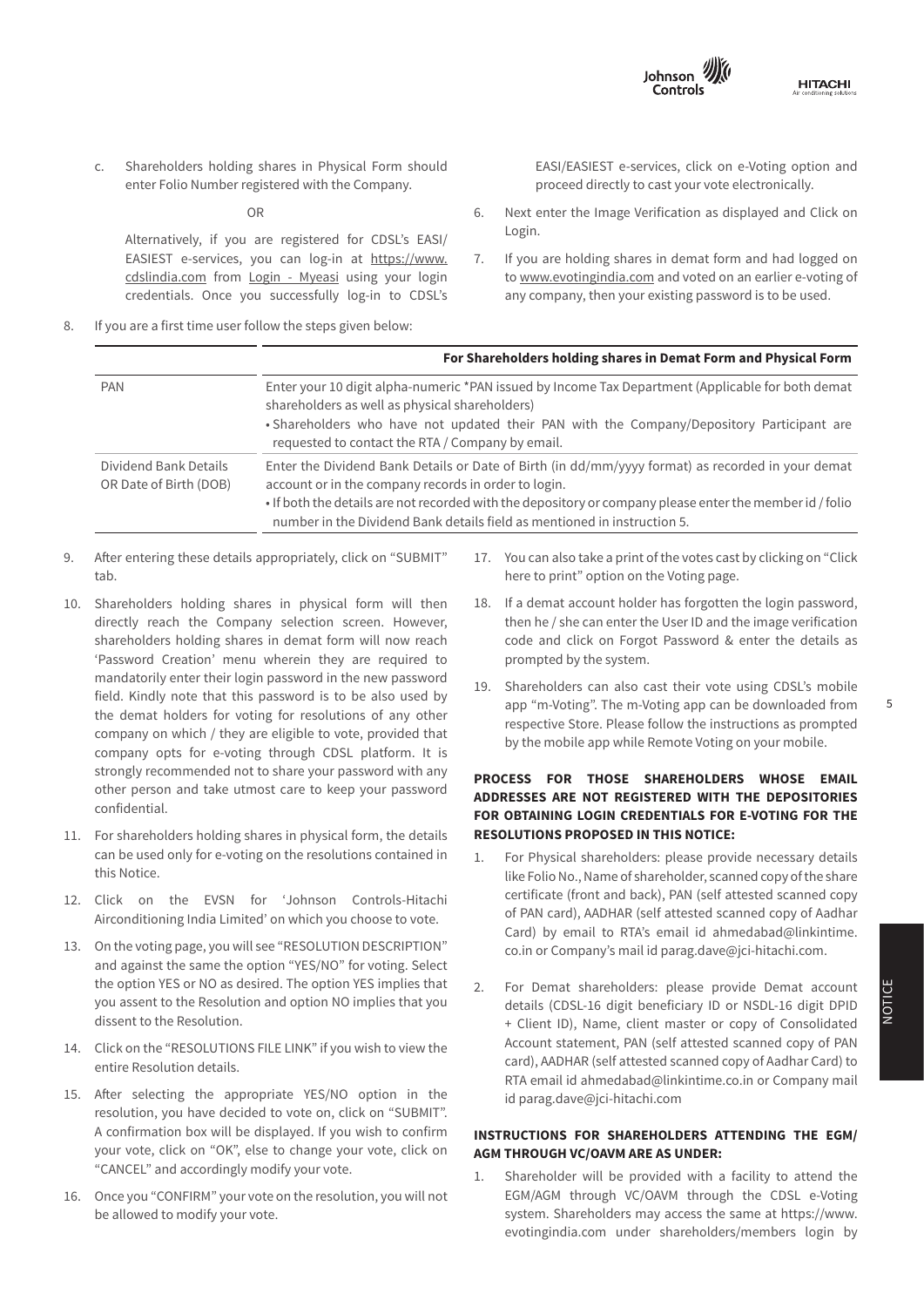c. Shareholders holding shares in Physical Form should enter Folio Number registered with the Company.

OR

Alternatively, if you are registered for CDSL's EASI/EASIEST e-services, you can log-in at https://www.cdslindia.com from Login - Myeasi using your login credentials. Once you successfully log-in to CDSL's EASI/EASIEST e-services, click on e-Voting option and proceed directly to cast your vote electronically.

6. Next enter the Image Verification as displayed and Click on Login.

7. If you are holding shares in demat form and had logged on to www.evotingindia.com and voted on an earlier e-voting of any company, then your existing password is to be used.

8. If you are a first time user follow the steps given below:

| | For Shareholders holding shares in Demat Form and Physical Form |
|---|---|
| PAN | Enter your 10 digit alpha-numeric *PAN issued by Income Tax Department (Applicable for both demat shareholders as well as physical shareholders)<br>• Shareholders who have not updated their PAN with the Company/Depository Participant are requested to contact the RTA / Company by email. |
| Dividend Bank Details OR Date of Birth (DOB) | Enter the Dividend Bank Details or Date of Birth (in dd/mm/yyyy format) as recorded in your demat account or in the company records in order to login.<br>• If both the details are not recorded with the depository or company please enter the member id / folio number in the Dividend Bank details field as mentioned in instruction 5. |

9. After entering these details appropriately, click on "SUBMIT" tab.

10. Shareholders holding shares in physical form will then directly reach the Company selection screen. However, shareholders holding shares in demat form will now reach 'Password Creation' menu wherein they are required to mandatorily enter their login password in the new password field. Kindly note that this password is to be also used by the demat holders for voting for resolutions of any other company on which / they are eligible to vote, provided that company opts for e-voting through CDSL platform. It is strongly recommended not to share your password with any other person and take utmost care to keep your password confidential.

11. For shareholders holding shares in physical form, the details can be used only for e-voting on the resolutions contained in this Notice.

12. Click on the EVSN for 'Johnson Controls-Hitachi Airconditioning India Limited' on which you choose to vote.

13. On the voting page, you will see "RESOLUTION DESCRIPTION" and against the same the option "YES/NO" for voting. Select the option YES or NO as desired. The option YES implies that you assent to the Resolution and option NO implies that you dissent to the Resolution.

14. Click on the "RESOLUTIONS FILE LINK" if you wish to view the entire Resolution details.

15. After selecting the appropriate YES/NO option in the resolution, you have decided to vote on, click on "SUBMIT". A confirmation box will be displayed. If you wish to confirm your vote, click on "OK", else to change your vote, click on "CANCEL" and accordingly modify your vote.

16. Once you "CONFIRM" your vote on the resolution, you will not be allowed to modify your vote.

17. You can also take a print of the votes cast by clicking on "Click here to print" option on the Voting page.

18. If a demat account holder has forgotten the login password, then he / she can enter the User ID and the image verification code and click on Forgot Password & enter the details as prompted by the system.

19. Shareholders can also cast their vote using CDSL's mobile app "m-Voting". The m-Voting app can be downloaded from respective Store. Please follow the instructions as prompted by the mobile app while Remote Voting on your mobile.

**PROCESS FOR THOSE SHAREHOLDERS WHOSE EMAIL ADDRESSES ARE NOT REGISTERED WITH THE DEPOSITORIES FOR OBTAINING LOGIN CREDENTIALS FOR E-VOTING FOR THE RESOLUTIONS PROPOSED IN THIS NOTICE:**

1. For Physical shareholders: please provide necessary details like Folio No., Name of shareholder, scanned copy of the share certificate (front and back), PAN (self attested scanned copy of PAN card), AADHAR (self attested scanned copy of Aadhar Card) by email to RTA's email id ahmedabad@linkintime.co.in or Company's mail id parag.dave@jci-hitachi.com.

2. For Demat shareholders: please provide Demat account details (CDSL-16 digit beneficiary ID or NSDL-16 digit DPID + Client ID), Name, client master or copy of Consolidated Account statement, PAN (self attested scanned copy of PAN card), AADHAR (self attested scanned copy of Aadhar Card) to RTA email id ahmedabad@linkintime.co.in or Company mail id parag.dave@jci-hitachi.com

**INSTRUCTIONS FOR SHAREHOLDERS ATTENDING THE EGM/AGM THROUGH VC/OAVM ARE AS UNDER:**

1. Shareholder will be provided with a facility to attend the EGM/AGM through VC/OAVM through the CDSL e-Voting system. Shareholders may access the same at https://www.evotingindia.com under shareholders/members login by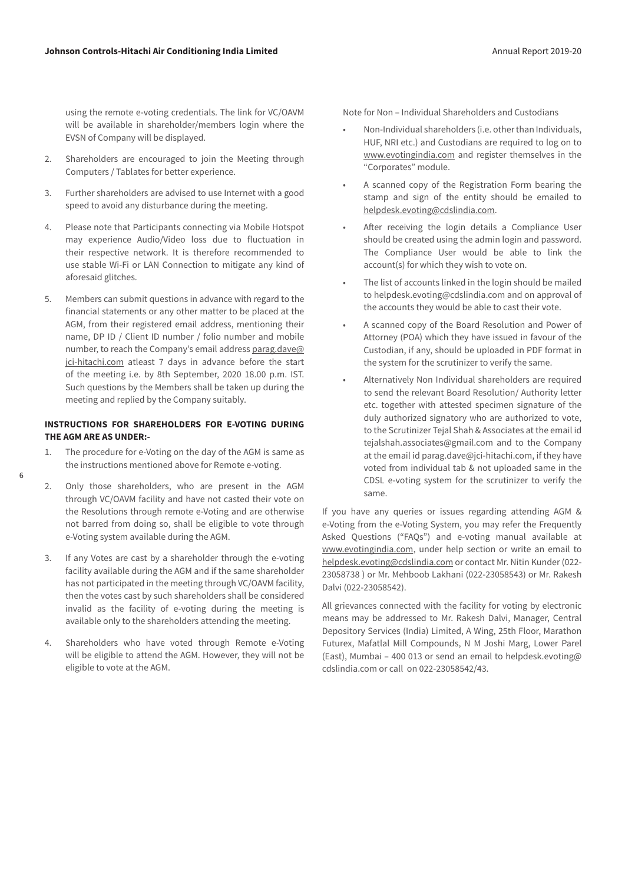using the remote e-voting credentials. The link for VC/OAVM will be available in shareholder/members login where the EVSN of Company will be displayed.

2. Shareholders are encouraged to join the Meeting through Computers / Tablates for better experience.

3. Further shareholders are advised to use Internet with a good speed to avoid any disturbance during the meeting.

4. Please note that Participants connecting via Mobile Hotspot may experience Audio/Video loss due to fluctuation in their respective network. It is therefore recommended to use stable Wi-Fi or LAN Connection to mitigate any kind of aforesaid glitches.

5. Members can submit questions in advance with regard to the financial statements or any other matter to be placed at the AGM, from their registered email address, mentioning their name, DP ID / Client ID number / folio number and mobile number, to reach the Company's email address parag.dave@jci-hitachi.com atleast 7 days in advance before the start of the meeting i.e. by 8th September, 2020 18.00 p.m. IST. Such questions by the Members shall be taken up during the meeting and replied by the Company suitably.

**INSTRUCTIONS FOR SHAREHOLDERS FOR E-VOTING DURING THE AGM ARE AS UNDER:-**

1. The procedure for e-Voting on the day of the AGM is same as the instructions mentioned above for Remote e-voting.

2. Only those shareholders, who are present in the AGM through VC/OAVM facility and have not casted their vote on the Resolutions through remote e-Voting and are otherwise not barred from doing so, shall be eligible to vote through e-Voting system available during the AGM.

3. If any Votes are cast by a shareholder through the e-voting facility available during the AGM and if the same shareholder has not participated in the meeting through VC/OAVM facility, then the votes cast by such shareholders shall be considered invalid as the facility of e-voting during the meeting is available only to the shareholders attending the meeting.

4. Shareholders who have voted through Remote e-Voting will be eligible to attend the AGM. However, they will not be eligible to vote at the AGM.

Note for Non – Individual Shareholders and Custodians

- Non-Individual shareholders (i.e. other than Individuals, HUF, NRI etc.) and Custodians are required to log on to www.evotingindia.com and register themselves in the "Corporates" module.
- A scanned copy of the Registration Form bearing the stamp and sign of the entity should be emailed to helpdesk.evoting@cdslindia.com.
- After receiving the login details a Compliance User should be created using the admin login and password. The Compliance User would be able to link the account(s) for which they wish to vote on.
- The list of accounts linked in the login should be mailed to helpdesk.evoting@cdslindia.com and on approval of the accounts they would be able to cast their vote.
- A scanned copy of the Board Resolution and Power of Attorney (POA) which they have issued in favour of the Custodian, if any, should be uploaded in PDF format in the system for the scrutinizer to verify the same.
- Alternatively Non Individual shareholders are required to send the relevant Board Resolution/ Authority letter etc. together with attested specimen signature of the duly authorized signatory who are authorized to vote, to the Scrutinizer Tejal Shah & Associates at the email id tejalshah.associates@gmail.com and to the Company at the email id parag.dave@jci-hitachi.com, if they have voted from individual tab & not uploaded same in the CDSL e-voting system for the scrutinizer to verify the same.

If you have any queries or issues regarding attending AGM & e-Voting from the e-Voting System, you may refer the Frequently Asked Questions ("FAQs") and e-voting manual available at www.evotingindia.com, under help section or write an email to helpdesk.evoting@cdslindia.com or contact Mr. Nitin Kunder (022-23058738 ) or Mr. Mehboob Lakhani (022-23058543) or Mr. Rakesh Dalvi (022-23058542).

All grievances connected with the facility for voting by electronic means may be addressed to Mr. Rakesh Dalvi, Manager, Central Depository Services (India) Limited, A Wing, 25th Floor, Marathon Futurex, Mafatlal Mill Compounds, N M Joshi Marg, Lower Parel (East), Mumbai – 400 013 or send an email to helpdesk.evoting@cdslindia.com or call on 022-23058542/43.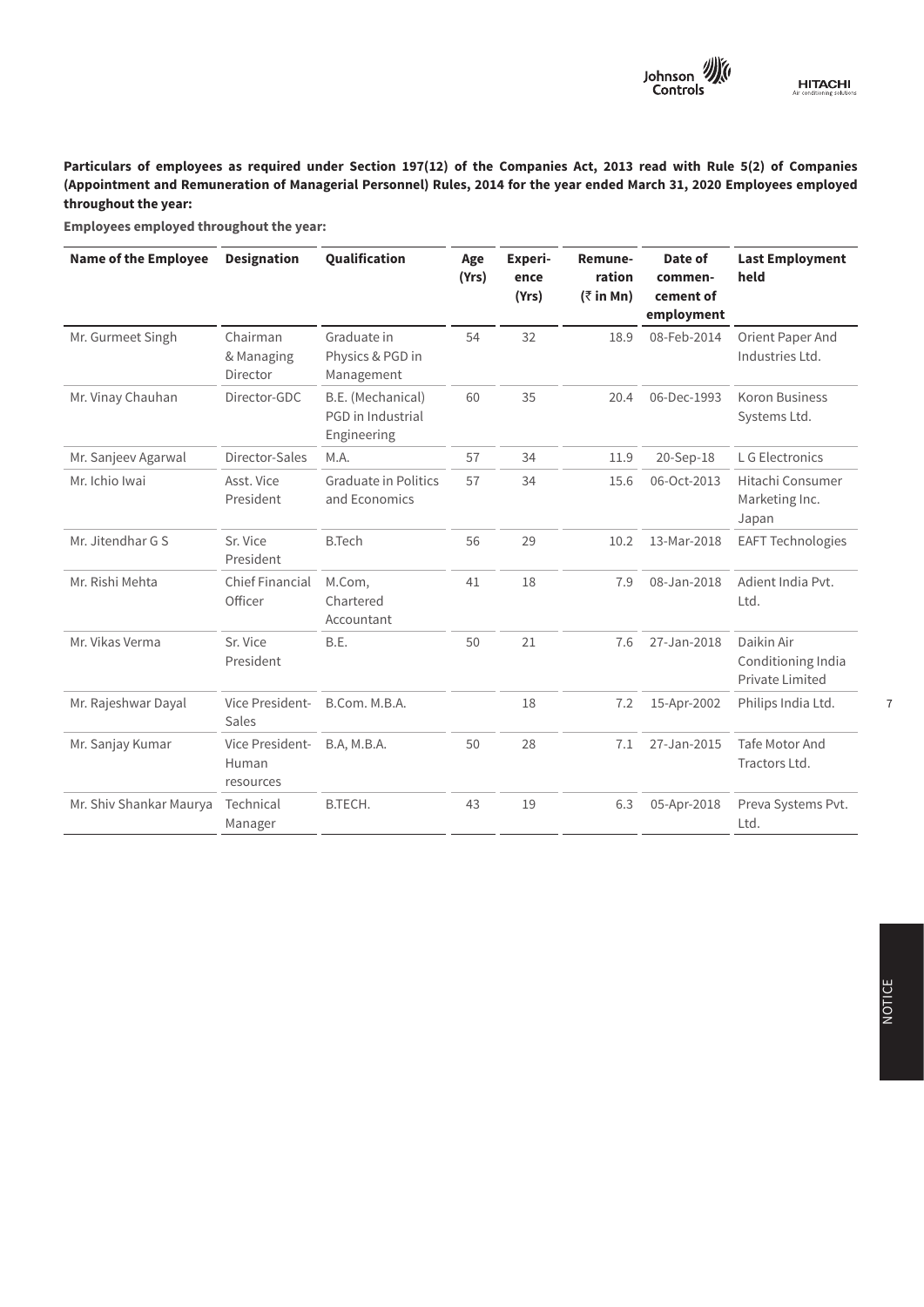**Particulars of employees as required under Section 197(12) of the Companies Act, 2013 read with Rule 5(2) of Companies (Appointment and Remuneration of Managerial Personnel) Rules, 2014 for the year ended March 31, 2020 Employees employed throughout the year:**

**Employees employed throughout the year:**

| Name of the Employee | Designation | Qualification | Age (Yrs) | Experience (Yrs) | Remuneration (₹ in Mn) | Date of commencement of employment | Last Employment held |
|---|---|---|---|---|---|---|---|
| Mr. Gurmeet Singh | Chairman & Managing Director | Graduate in Physics & PGD in Management | 54 | 32 | 18.9 | 08-Feb-2014 | Orient Paper And Industries Ltd. |
| Mr. Vinay Chauhan | Director-GDC | B.E. (Mechanical) PGD in Industrial Engineering | 60 | 35 | 20.4 | 06-Dec-1993 | Koron Business Systems Ltd. |
| Mr. Sanjeev Agarwal | Director-Sales | M.A. | 57 | 34 | 11.9 | 20-Sep-18 | L G Electronics |
| Mr. Ichio Iwai | Asst. Vice President | Graduate in Politics and Economics | 57 | 34 | 15.6 | 06-Oct-2013 | Hitachi Consumer Marketing Inc. Japan |
| Mr. Jitendhar G S | Sr. Vice President | B.Tech | 56 | 29 | 10.2 | 13-Mar-2018 | EAFT Technologies |
| Mr. Rishi Mehta | Chief Financial Officer | M.Com, Chartered Accountant | 41 | 18 | 7.9 | 08-Jan-2018 | Adient India Pvt. Ltd. |
| Mr. Vikas Verma | Sr. Vice President | B.E. | 50 | 21 | 7.6 | 27-Jan-2018 | Daikin Air Conditioning India Private Limited |
| Mr. Rajeshwar Dayal | Vice President-Sales | B.Com. M.B.A. | | 18 | 7.2 | 15-Apr-2002 | Philips India Ltd. |
| Mr. Sanjay Kumar | Vice President-Human resources | B.A, M.B.A. | 50 | 28 | 7.1 | 27-Jan-2015 | Tafe Motor And Tractors Ltd. |
| Mr. Shiv Shankar Maurya | Technical Manager | B.TECH. | 43 | 19 | 6.3 | 05-Apr-2018 | Preva Systems Pvt. Ltd. |